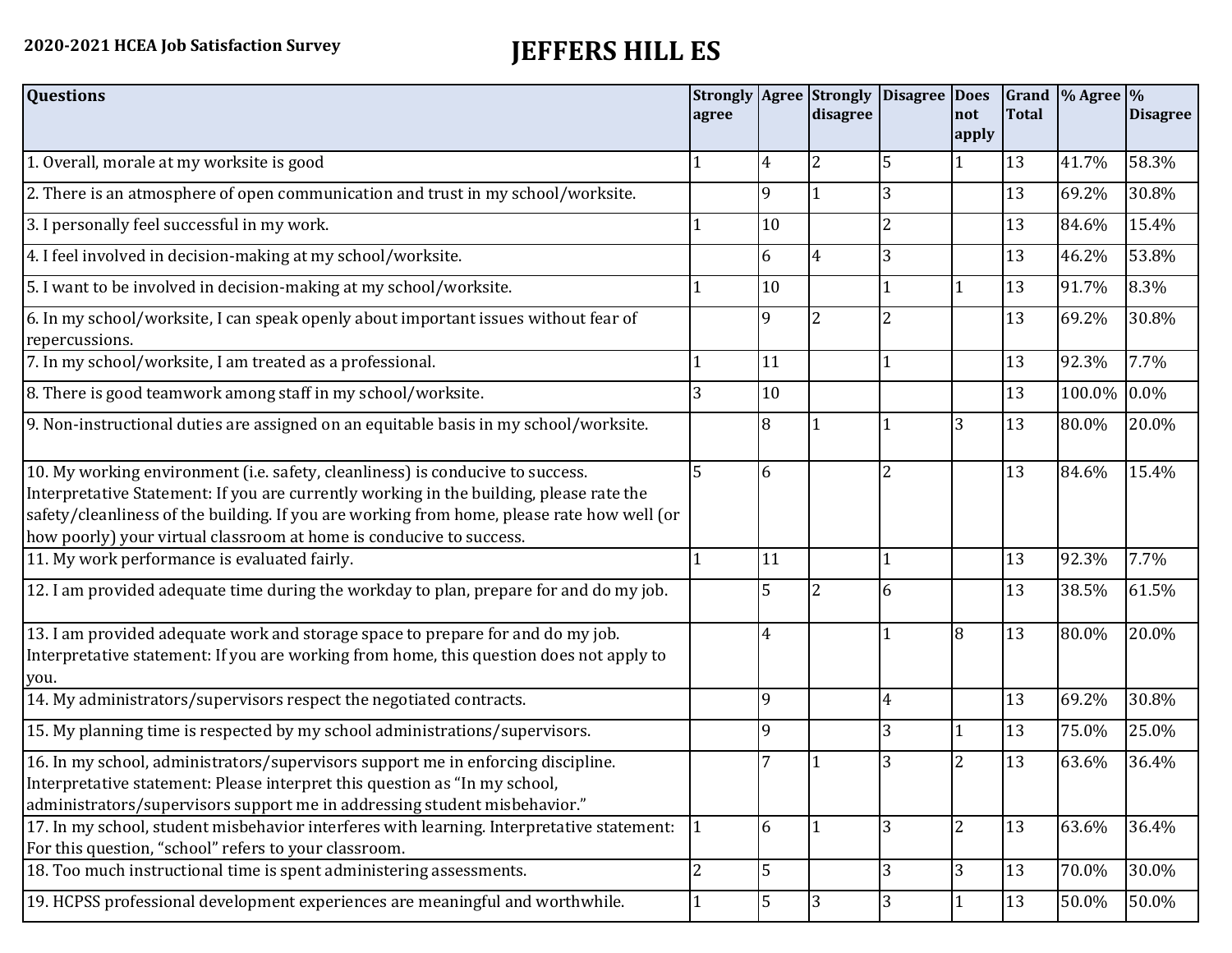**2020-2021 HCEA Job Satisfaction Survey**

# JEFFERS HILL ES

| Questions | Strongly agree | Agree | Strongly disagree | Disagree | Does not apply | Grand Total | % Agree | % Disagree |
|---|---|---|---|---|---|---|---|---|
| 1. Overall, morale at my worksite is good | 1 | 4 | 2 | 5 | 1 | 13 | 41.7% | 58.3% |
| 2. There is an atmosphere of open communication and trust in my school/worksite. | | 9 | 1 | 3 | | 13 | 69.2% | 30.8% |
| 3. I personally feel successful in my work. | 1 | 10 | | 2 | | 13 | 84.6% | 15.4% |
| 4. I feel involved in decision-making at my school/worksite. | | 6 | 4 | 3 | | 13 | 46.2% | 53.8% |
| 5. I want to be involved in decision-making at my school/worksite. | 1 | 10 | | 1 | 1 | 13 | 91.7% | 8.3% |
| 6. In my school/worksite, I can speak openly about important issues without fear of repercussions. | | 9 | 2 | 2 | | 13 | 69.2% | 30.8% |
| 7. In my school/worksite, I am treated as a professional. | 1 | 11 | | 1 | | 13 | 92.3% | 7.7% |
| 8. There is good teamwork among staff in my school/worksite. | 3 | 10 | | | | 13 | 100.0% | 0.0% |
| 9. Non-instructional duties are assigned on an equitable basis in my school/worksite. | | 8 | 1 | 1 | 3 | 13 | 80.0% | 20.0% |
| 10. My working environment (i.e. safety, cleanliness) is conducive to success. Interpretative Statement: If you are currently working in the building, please rate the safety/cleanliness of the building. If you are working from home, please rate how well (or how poorly) your virtual classroom at home is conducive to success. | 5 | 6 | | 2 | | 13 | 84.6% | 15.4% |
| 11. My work performance is evaluated fairly. | 1 | 11 | | 1 | | 13 | 92.3% | 7.7% |
| 12. I am provided adequate time during the workday to plan, prepare for and do my job. | | 5 | 2 | 6 | | 13 | 38.5% | 61.5% |
| 13. I am provided adequate work and storage space to prepare for and do my job. Interpretative statement: If you are working from home, this question does not apply to you. | | 4 | | 1 | 8 | 13 | 80.0% | 20.0% |
| 14. My administrators/supervisors respect the negotiated contracts. | | 9 | | 4 | | 13 | 69.2% | 30.8% |
| 15. My planning time is respected by my school administrations/supervisors. | | 9 | | 3 | 1 | 13 | 75.0% | 25.0% |
| 16. In my school, administrators/supervisors support me in enforcing discipline. Interpretative statement: Please interpret this question as "In my school, administrators/supervisors support me in addressing student misbehavior." | | 7 | 1 | 3 | 2 | 13 | 63.6% | 36.4% |
| 17. In my school, student misbehavior interferes with learning. Interpretative statement: For this question, "school" refers to your classroom. | 1 | 6 | 1 | 3 | 2 | 13 | 63.6% | 36.4% |
| 18. Too much instructional time is spent administering assessments. | 2 | 5 | | 3 | 3 | 13 | 70.0% | 30.0% |
| 19. HCPSS professional development experiences are meaningful and worthwhile. | 1 | 5 | 3 | 3 | 1 | 13 | 50.0% | 50.0% |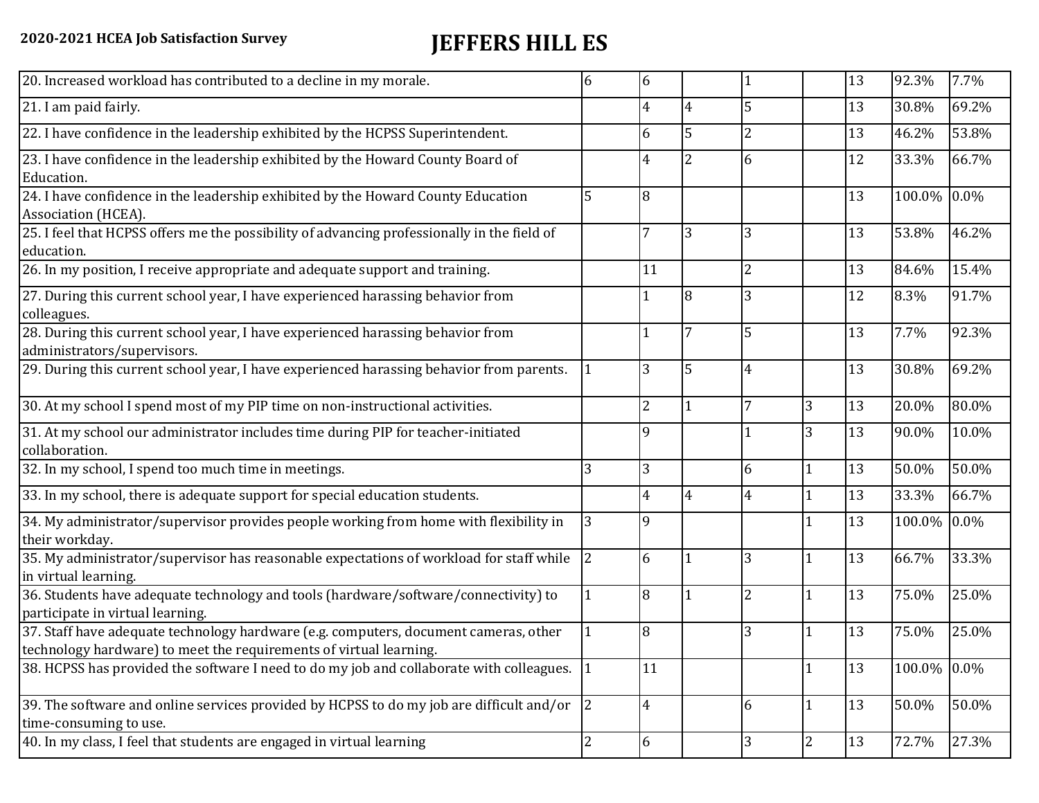**2020-2021 HCEA Job Satisfaction Survey**

# JEFFERS HILL ES

| | | | | | | | | |
|---|---|---|---|---|---|---|---|---|
| 20. Increased workload has contributed to a decline in my morale. | 6 | 6 | | 1 | | 13 | 92.3% | 7.7% |
| 21. I am paid fairly. | | 4 | 4 | 5 | | 13 | 30.8% | 69.2% |
| 22. I have confidence in the leadership exhibited by the HCPSS Superintendent. | | 6 | 5 | 2 | | 13 | 46.2% | 53.8% |
| 23. I have confidence in the leadership exhibited by the Howard County Board of Education. | | 4 | 2 | 6 | | 12 | 33.3% | 66.7% |
| 24. I have confidence in the leadership exhibited by the Howard County Education Association (HCEA). | 5 | 8 | | | | 13 | 100.0% | 0.0% |
| 25. I feel that HCPSS offers me the possibility of advancing professionally in the field of education. | | 7 | 3 | 3 | | 13 | 53.8% | 46.2% |
| 26. In my position, I receive appropriate and adequate support and training. | | 11 | | 2 | | 13 | 84.6% | 15.4% |
| 27. During this current school year, I have experienced harassing behavior from colleagues. | | 1 | 8 | 3 | | 12 | 8.3% | 91.7% |
| 28. During this current school year, I have experienced harassing behavior from administrators/supervisors. | | 1 | 7 | 5 | | 13 | 7.7% | 92.3% |
| 29. During this current school year, I have experienced harassing behavior from parents. | 1 | 3 | 5 | 4 | | 13 | 30.8% | 69.2% |
| 30. At my school I spend most of my PIP time on non-instructional activities. | | 2 | 1 | 7 | 3 | 13 | 20.0% | 80.0% |
| 31. At my school our administrator includes time during PIP for teacher-initiated collaboration. | | 9 | | 1 | 3 | 13 | 90.0% | 10.0% |
| 32. In my school, I spend too much time in meetings. | 3 | 3 | | 6 | 1 | 13 | 50.0% | 50.0% |
| 33. In my school, there is adequate support for special education students. | | 4 | 4 | 4 | 1 | 13 | 33.3% | 66.7% |
| 34. My administrator/supervisor provides people working from home with flexibility in their workday. | 3 | 9 | | | 1 | 13 | 100.0% | 0.0% |
| 35. My administrator/supervisor has reasonable expectations of workload for staff while in virtual learning. | 2 | 6 | 1 | 3 | 1 | 13 | 66.7% | 33.3% |
| 36. Students have adequate technology and tools (hardware/software/connectivity) to participate in virtual learning. | 1 | 8 | 1 | 2 | 1 | 13 | 75.0% | 25.0% |
| 37. Staff have adequate technology hardware (e.g. computers, document cameras, other technology hardware) to meet the requirements of virtual learning. | 1 | 8 | | 3 | 1 | 13 | 75.0% | 25.0% |
| 38. HCPSS has provided the software I need to do my job and collaborate with colleagues. | 1 | 11 | | | 1 | 13 | 100.0% | 0.0% |
| 39. The software and online services provided by HCPSS to do my job are difficult and/or time-consuming to use. | 2 | 4 | | 6 | 1 | 13 | 50.0% | 50.0% |
| 40. In my class, I feel that students are engaged in virtual learning | 2 | 6 | | 3 | 2 | 13 | 72.7% | 27.3% |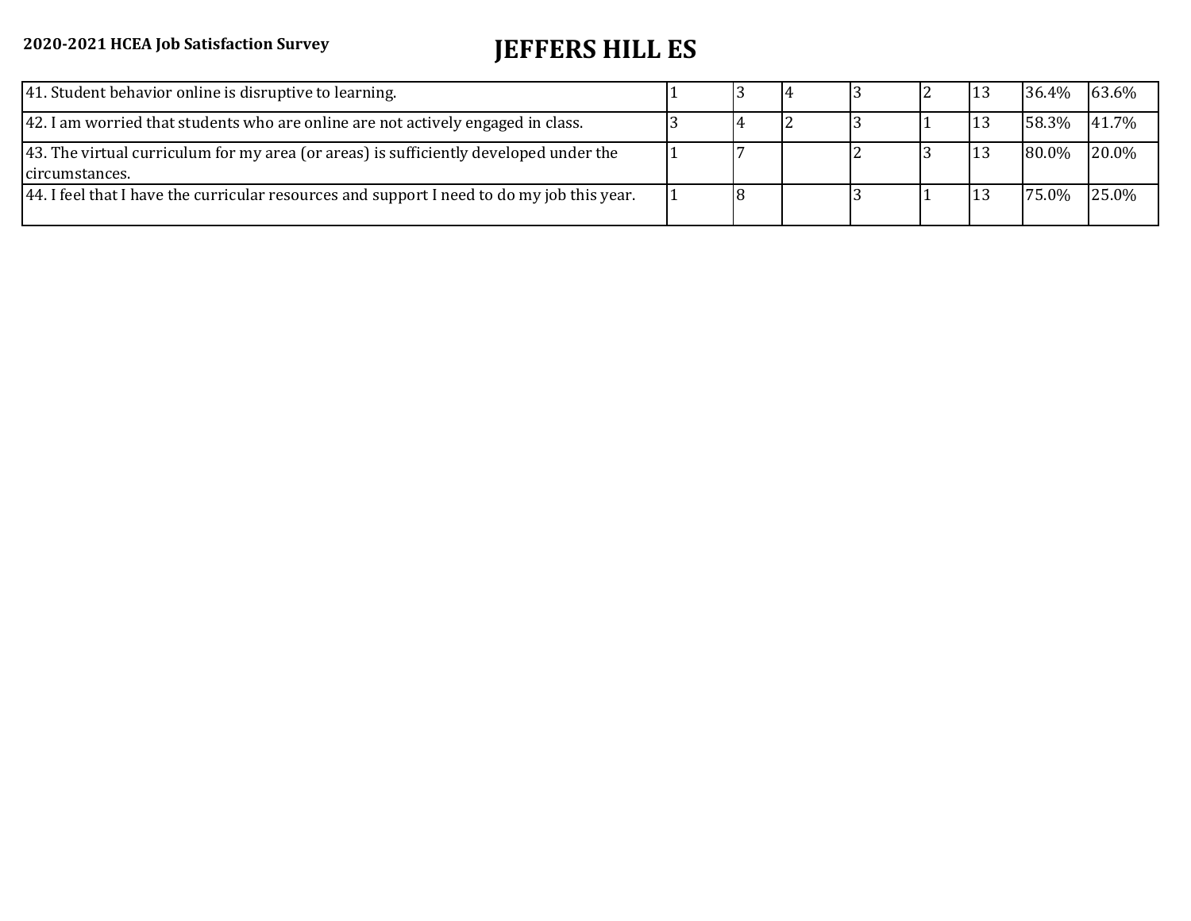**2020-2021 HCEA Job Satisfaction Survey**

# JEFFERS HILL ES

| | | | | | | | | |
|---|---|---|---|---|---|---|---|---|
| 41. Student behavior online is disruptive to learning. | 1 | 3 | 4 | 3 | 2 | 13 | 36.4% | 63.6% |
| 42. I am worried that students who are online are not actively engaged in class. | 3 | 4 | 2 | 3 | 1 | 13 | 58.3% | 41.7% |
| 43. The virtual curriculum for my area (or areas) is sufficiently developed under the circumstances. | 1 | 7 | | 2 | 3 | 13 | 80.0% | 20.0% |
| 44. I feel that I have the curricular resources and support I need to do my job this year. | 1 | 8 | | 3 | 1 | 13 | 75.0% | 25.0% |